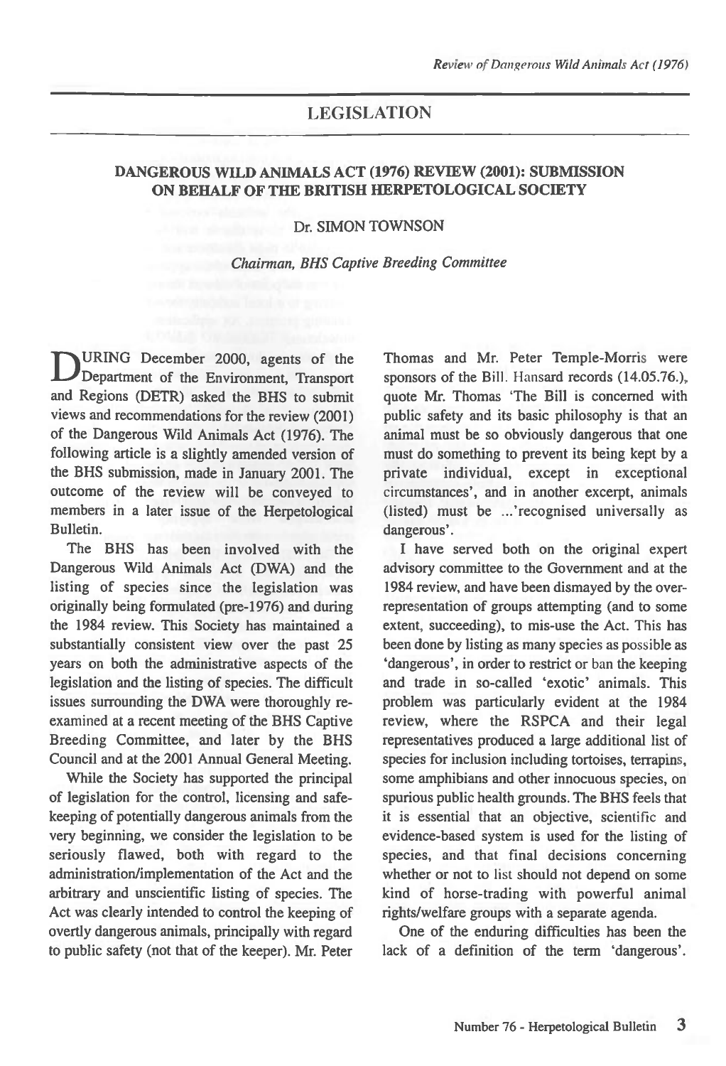## LEGISLATION

### DANGEROUS WILD ANIMALS ACT (1976) REVIEW (2001): SUBMISSION ON BEHALF OF THE BRITISH HERPETOLOGICAL SOCIETY

Dr. SIMON TOWNSON

*Chairman, BHS Captive Breeding Committee*

DURING December 2000, agents of the Department of the Environment, Transport and Regions (DETR) asked the BHS to submit views and recommendations for the review (2001) of the Dangerous Wild Animals Act (1976). The following article is a slightly amended version of the BHS submission, made in January 2001. The outcome of the review will be conveyed to members in a later issue of the Herpetological Bulletin.

The BHS has been involved with the Dangerous Wild Animals Act (DWA) and the listing of species since the legislation was originally being formulated (pre-1976) and during the 1984 review. This Society has maintained a substantially consistent view over the past 25 years on both the administrative aspects of the legislation and the listing of species. The difficult issues surrounding the DWA were thoroughly re-examined at a recent meeting of the BHS Captive Breeding Committee, and later by the BHS Council and at the 2001 Annual General Meeting.

While the Society has supported the principal of legislation for the control, licensing and safe-keeping of potentially dangerous animals from the very beginning, we consider the legislation to be seriously flawed, both with regard to the administration/implementation of the Act and the arbitrary and unscientific listing of species. The Act was clearly intended to control the keeping of overtly dangerous animals, principally with regard to public safety (not that of the keeper). Mr. Peter Thomas and Mr. Peter Temple-Morris were sponsors of the Bill. Hansard records (14.05.76.), quote Mr. Thomas 'The Bill is concerned with public safety and its basic philosophy is that an animal must be so obviously dangerous that one must do something to prevent its being kept by a private individual, except in exceptional circumstances', and in another excerpt, animals (listed) must be ...'recognised universally as dangerous'.

I have served both on the original expert advisory committee to the Government and at the 1984 review, and have been dismayed by the over-representation of groups attempting (and to some extent, succeeding), to mis-use the Act. This has been done by listing as many species as possible as 'dangerous', in order to restrict or ban the keeping and trade in so-called 'exotic' animals. This problem was particularly evident at the 1984 review, where the RSPCA and their legal representatives produced a large additional list of species for inclusion including tortoises, terrapins, some amphibians and other innocuous species, on spurious public health grounds. The BHS feels that it is essential that an objective, scientific and evidence-based system is used for the listing of species, and that final decisions concerning whether or not to list should not depend on some kind of horse-trading with powerful animal rights/welfare groups with a separate agenda.

One of the enduring difficulties has been the lack of a definition of the term 'dangerous'.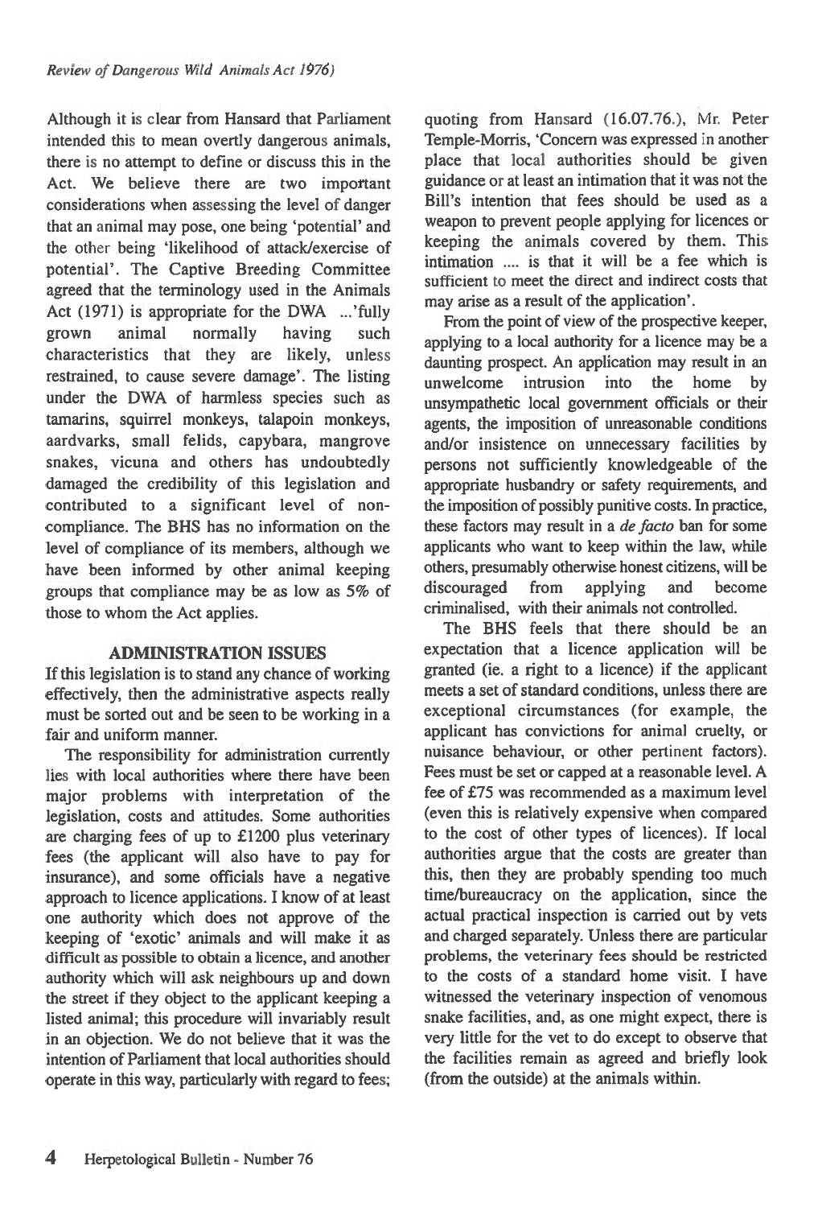Although it is clear from Hansard that Parliament intended this to mean overtly dangerous animals, there is no attempt to define or discuss this in the Act. We believe there are two important considerations when assessing the level of danger that an animal may pose, one being 'potential' and the other being 'likelihood of attack/exercise of potential'. The Captive Breeding Committee agreed that the terminology used in the Animals Act (1971) is appropriate for the DWA ...'fully grown animal normally having such characteristics that they are likely, unless restrained, to cause severe damage'. The listing under the DWA of harmless species such as tamarins, squirrel monkeys, talapoin monkeys, aardvarks, small felids, capybara, mangrove snakes, vicuna and others has undoubtedly damaged the credibility of this legislation and contributed to a significant level of non-compliance. The BHS has no information on the level of compliance of its members, although we have been informed by other animal keeping groups that compliance may be as low as 5% of those to whom the Act applies.

## ADMINISTRATION ISSUES

If this legislation is to stand any chance of working effectively, then the administrative aspects really must be sorted out and be seen to be working in a fair and uniform manner.

The responsibility for administration currently lies with local authorities where there have been major problems with interpretation of the legislation, costs and attitudes. Some authorities are charging fees of up to £1200 plus veterinary fees (the applicant will also have to pay for insurance), and some officials have a negative approach to licence applications. I know of at least one authority which does not approve of the keeping of 'exotic' animals and will make it as difficult as possible to obtain a licence, and another authority which will ask neighbours up and down the street if they object to the applicant keeping a listed animal; this procedure will invariably result in an objection. We do not believe that it was the intention of Parliament that local authorities should operate in this way, particularly with regard to fees; quoting from Hansard (16.07.76.), Mr. Peter Temple-Morris, 'Concern was expressed in another place that local authorities should be given guidance or at least an intimation that it was not the Bill's intention that fees should be used as a weapon to prevent people applying for licences or keeping the animals covered by them. This intimation .... is that it will be a fee which is sufficient to meet the direct and indirect costs that may arise as a result of the application'.

From the point of view of the prospective keeper, applying to a local authority for a licence may be a daunting prospect. An application may result in an unwelcome intrusion into the home by unsympathetic local government officials or their agents, the imposition of unreasonable conditions and/or insistence on unnecessary facilities by persons not sufficiently knowledgeable of the appropriate husbandry or safety requirements, and the imposition of possibly punitive costs. In practice, these factors may result in a *de facto* ban for some applicants who want to keep within the law, while others, presumably otherwise honest citizens, will be discouraged from applying and become criminalised, with their animals not controlled.

The BHS feels that there should be an expectation that a licence application will be granted (ie. a right to a licence) if the applicant meets a set of standard conditions, unless there are exceptional circumstances (for example, the applicant has convictions for animal cruelty, or nuisance behaviour, or other pertinent factors). Fees must be set or capped at a reasonable level. A fee of £75 was recommended as a maximum level (even this is relatively expensive when compared to the cost of other types of licences). If local authorities argue that the costs are greater than this, then they are probably spending too much time/bureaucracy on the application, since the actual practical inspection is carried out by vets and charged separately. Unless there are particular problems, the veterinary fees should be restricted to the costs of a standard home visit. I have witnessed the veterinary inspection of venomous snake facilities, and, as one might expect, there is very little for the vet to do except to observe that the facilities remain as agreed and briefly look (from the outside) at the animals within.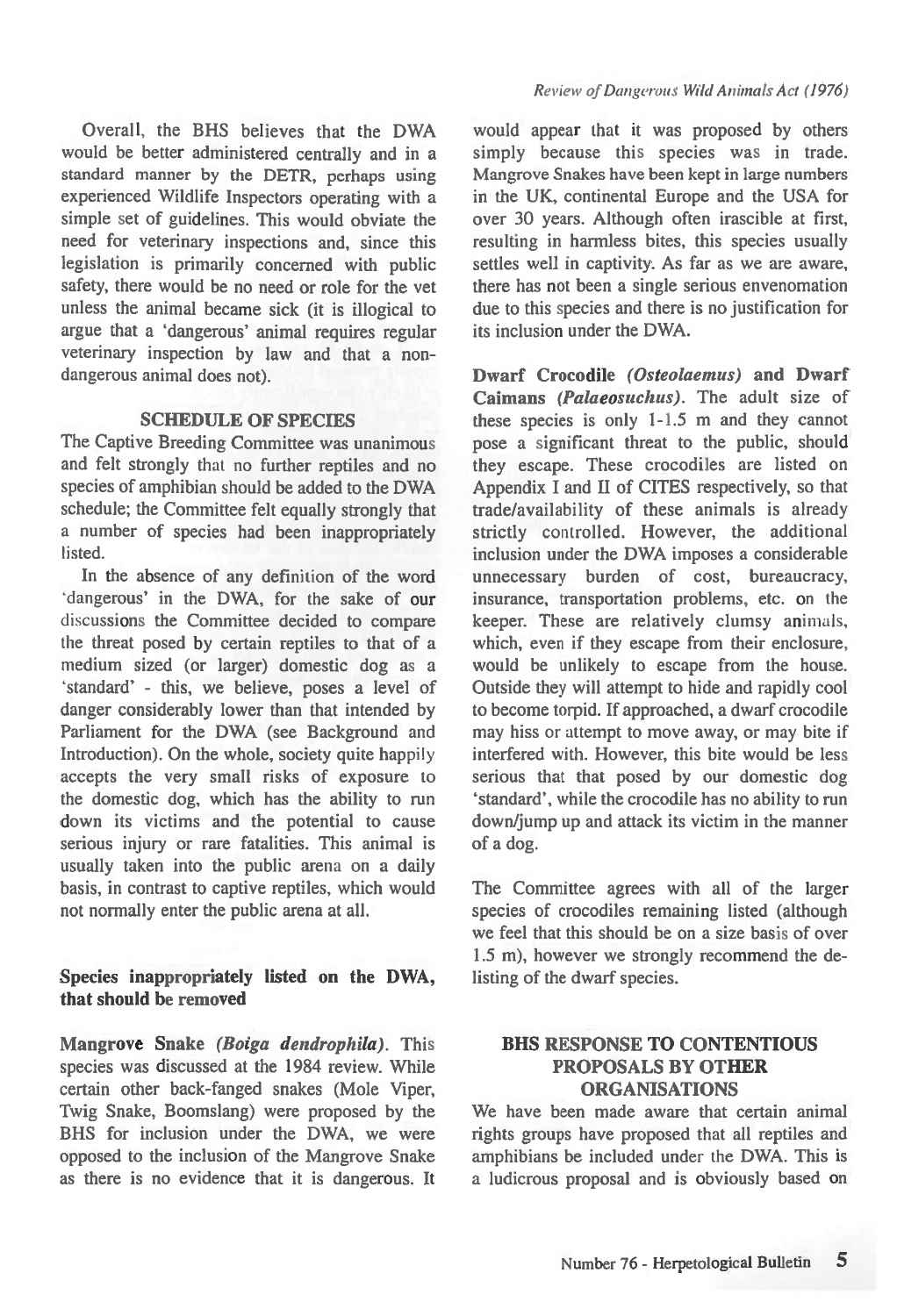Overall, the BHS believes that the DWA would be better administered centrally and in a standard manner by the DETR, perhaps using experienced Wildlife Inspectors operating with a simple set of guidelines. This would obviate the need for veterinary inspections and, since this legislation is primarily concerned with public safety, there would be no need or role for the vet unless the animal became sick (it is illogical to argue that a 'dangerous' animal requires regular veterinary inspection by law and that a non-dangerous animal does not).

## SCHEDULE OF SPECIES

The Captive Breeding Committee was unanimous and felt strongly that no further reptiles and no species of amphibian should be added to the DWA schedule; the Committee felt equally strongly that a number of species had been inappropriately listed.

In the absence of any definition of the word 'dangerous' in the DWA, for the sake of our discussions the Committee decided to compare the threat posed by certain reptiles to that of a medium sized (or larger) domestic dog as a 'standard' - this, we believe, poses a level of danger considerably lower than that intended by Parliament for the DWA (see Background and Introduction). On the whole, society quite happily accepts the very small risks of exposure to the domestic dog, which has the ability to run down its victims and the potential to cause serious injury or rare fatalities. This animal is usually taken into the public arena on a daily basis, in contrast to captive reptiles, which would not normally enter the public arena at all.

### Species inappropriately listed on the DWA, that should be removed

**Mangrove Snake *(Boiga dendrophila)*.** This species was discussed at the 1984 review. While certain other back-fanged snakes (Mole Viper, Twig Snake, Boomslang) were proposed by the BHS for inclusion under the DWA, we were opposed to the inclusion of the Mangrove Snake as there is no evidence that it is dangerous. It would appear that it was proposed by others simply because this species was in trade. Mangrove Snakes have been kept in large numbers in the UK, continental Europe and the USA for over 30 years. Although often irascible at first, resulting in harmless bites, this species usually settles well in captivity. As far as we are aware, there has not been a single serious envenomation due to this species and there is no justification for its inclusion under the DWA.

**Dwarf Crocodile *(Osteolaemus)* and Dwarf Caimans *(Palaeosuchus)*.** The adult size of these species is only 1-1.5 m and they cannot pose a significant threat to the public, should they escape. These crocodiles are listed on Appendix I and II of CITES respectively, so that trade/availability of these animals is already strictly controlled. However, the additional inclusion under the DWA imposes a considerable unnecessary burden of cost, bureaucracy, insurance, transportation problems, etc. on the keeper. These are relatively clumsy animals, which, even if they escape from their enclosure, would be unlikely to escape from the house. Outside they will attempt to hide and rapidly cool to become torpid. If approached, a dwarf crocodile may hiss or attempt to move away, or may bite if interfered with. However, this bite would be less serious that that posed by our domestic dog 'standard', while the crocodile has no ability to run down/jump up and attack its victim in the manner of a dog.

The Committee agrees with all of the larger species of crocodiles remaining listed (although we feel that this should be on a size basis of over 1.5 m), however we strongly recommend the de-listing of the dwarf species.

## BHS RESPONSE TO CONTENTIOUS PROPOSALS BY OTHER ORGANISATIONS

We have been made aware that certain animal rights groups have proposed that all reptiles and amphibians be included under the DWA. This is a ludicrous proposal and is obviously based on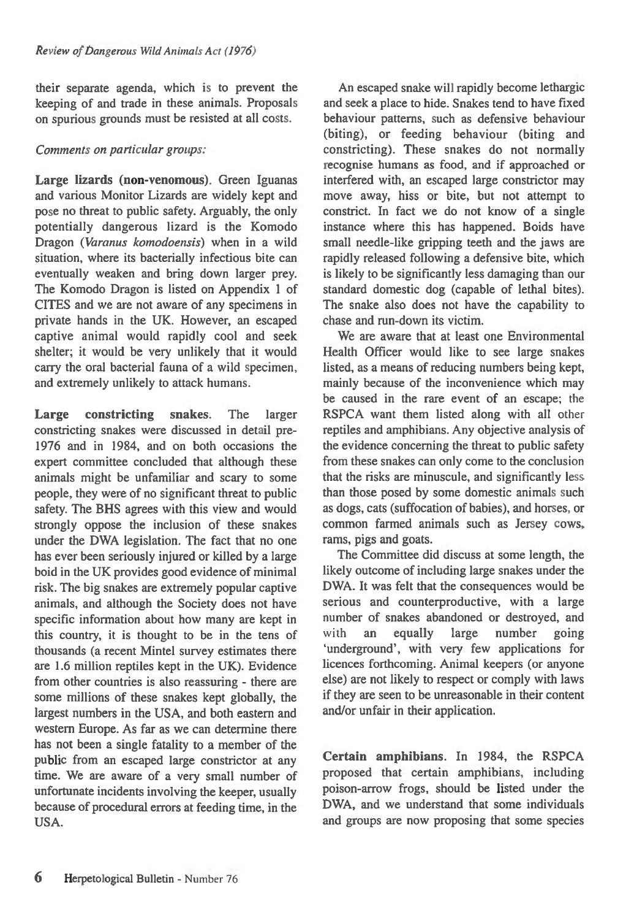their separate agenda, which is to prevent the keeping of and trade in these animals. Proposals on spurious grounds must be resisted at all costs.

*Comments on particular groups:*

**Large lizards (non-venomous).** Green Iguanas and various Monitor Lizards are widely kept and pose no threat to public safety. Arguably, the only potentially dangerous lizard is the Komodo Dragon (*Varanus komodoensis*) when in a wild situation, where its bacterially infectious bite can eventually weaken and bring down larger prey. The Komodo Dragon is listed on Appendix 1 of CITES and we are not aware of any specimens in private hands in the UK. However, an escaped captive animal would rapidly cool and seek shelter; it would be very unlikely that it would carry the oral bacterial fauna of a wild specimen, and extremely unlikely to attack humans.

**Large constricting snakes.** The larger constricting snakes were discussed in detail pre-1976 and in 1984, and on both occasions the expert committee concluded that although these animals might be unfamiliar and scary to some people, they were of no significant threat to public safety. The BHS agrees with this view and would strongly oppose the inclusion of these snakes under the DWA legislation. The fact that no one has ever been seriously injured or killed by a large boid in the UK provides good evidence of minimal risk. The big snakes are extremely popular captive animals, and although the Society does not have specific information about how many are kept in this country, it is thought to be in the tens of thousands (a recent Mintel survey estimates there are 1.6 million reptiles kept in the UK). Evidence from other countries is also reassuring - there are some millions of these snakes kept globally, the largest numbers in the USA, and both eastern and western Europe. As far as we can determine there has not been a single fatality to a member of the public from an escaped large constrictor at any time. We are aware of a very small number of unfortunate incidents involving the keeper, usually because of procedural errors at feeding time, in the USA.

An escaped snake will rapidly become lethargic and seek a place to hide. Snakes tend to have fixed behaviour patterns, such as defensive behaviour (biting), or feeding behaviour (biting and constricting). These snakes do not normally recognise humans as food, and if approached or interfered with, an escaped large constrictor may move away, hiss or bite, but not attempt to constrict. In fact we do not know of a single instance where this has happened. Boids have small needle-like gripping teeth and the jaws are rapidly released following a defensive bite, which is likely to be significantly less damaging than our standard domestic dog (capable of lethal bites). The snake also does not have the capability to chase and run-down its victim.

We are aware that at least one Environmental Health Officer would like to see large snakes listed, as a means of reducing numbers being kept, mainly because of the inconvenience which may be caused in the rare event of an escape; the RSPCA want them listed along with all other reptiles and amphibians. Any objective analysis of the evidence concerning the threat to public safety from these snakes can only come to the conclusion that the risks are minuscule, and significantly less than those posed by some domestic animals such as dogs, cats (suffocation of babies), and horses, or common farmed animals such as Jersey cows, rams, pigs and goats.

The Committee did discuss at some length, the likely outcome of including large snakes under the DWA. It was felt that the consequences would be serious and counterproductive, with a large number of snakes abandoned or destroyed, and with an equally large number going 'underground', with very few applications for licences forthcoming. Animal keepers (or anyone else) are not likely to respect or comply with laws if they are seen to be unreasonable in their content and/or unfair in their application.

**Certain amphibians.** In 1984, the RSPCA proposed that certain amphibians, including poison-arrow frogs, should be listed under the DWA, and we understand that some individuals and groups are now proposing that some species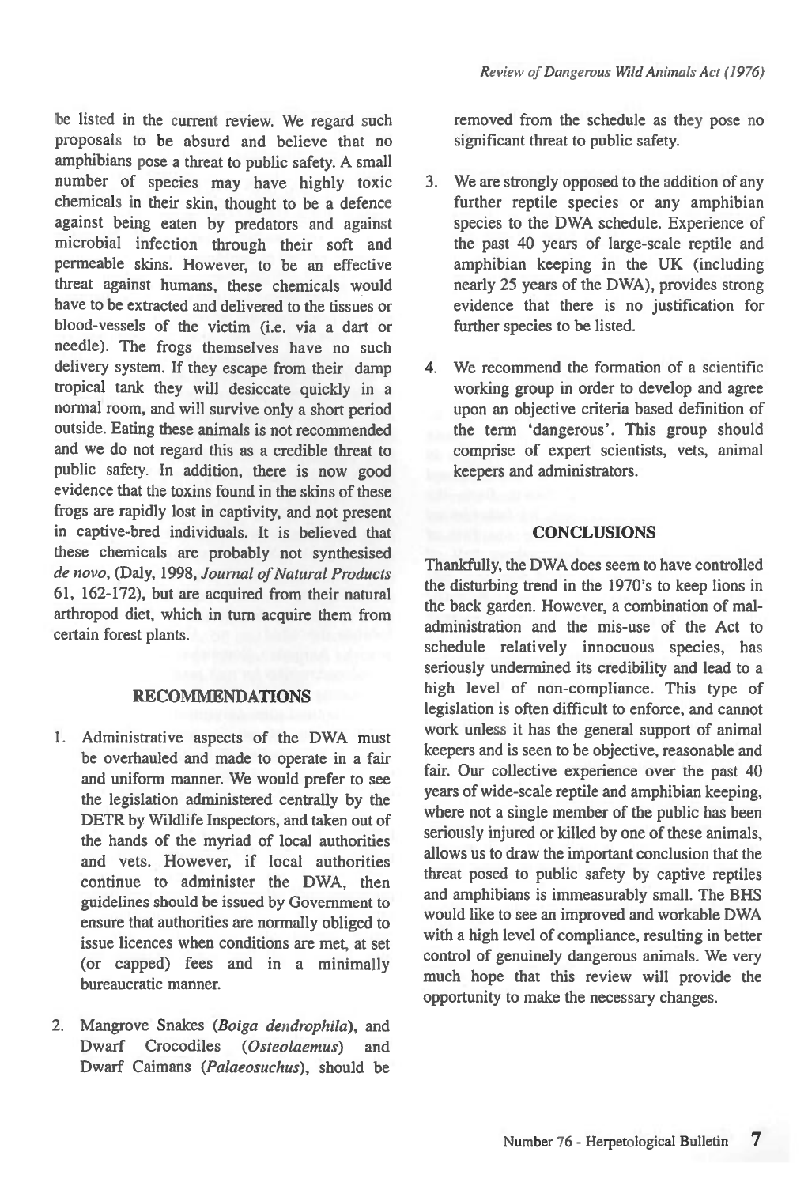be listed in the current review. We regard such proposals to be absurd and believe that no amphibians pose a threat to public safety. A small number of species may have highly toxic chemicals in their skin, thought to be a defence against being eaten by predators and against microbial infection through their soft and permeable skins. However, to be an effective threat against humans, these chemicals would have to be extracted and delivered to the tissues or blood-vessels of the victim (i.e. via a dart or needle). The frogs themselves have no such delivery system. If they escape from their damp tropical tank they will desiccate quickly in a normal room, and will survive only a short period outside. Eating these animals is not recommended and we do not regard this as a credible threat to public safety. In addition, there is now good evidence that the toxins found in the skins of these frogs are rapidly lost in captivity, and not present in captive-bred individuals. It is believed that these chemicals are probably not synthesised *de novo*, (Daly, 1998, *Journal of Natural Products* 61, 162-172), but are acquired from their natural arthropod diet, which in turn acquire them from certain forest plants.

## RECOMMENDATIONS

1. Administrative aspects of the DWA must be overhauled and made to operate in a fair and uniform manner. We would prefer to see the legislation administered centrally by the DETR by Wildlife Inspectors, and taken out of the hands of the myriad of local authorities and vets. However, if local authorities continue to administer the DWA, then guidelines should be issued by Government to ensure that authorities are normally obliged to issue licences when conditions are met, at set (or capped) fees and in a minimally bureaucratic manner.

2. Mangrove Snakes (*Boiga dendrophila*), and Dwarf Crocodiles (*Osteolaemus*) and Dwarf Caimans (*Palaeosuchus*), should be removed from the schedule as they pose no significant threat to public safety.

3. We are strongly opposed to the addition of any further reptile species or any amphibian species to the DWA schedule. Experience of the past 40 years of large-scale reptile and amphibian keeping in the UK (including nearly 25 years of the DWA), provides strong evidence that there is no justification for further species to be listed.

4. We recommend the formation of a scientific working group in order to develop and agree upon an objective criteria based definition of the term 'dangerous'. This group should comprise of expert scientists, vets, animal keepers and administrators.

## CONCLUSIONS

Thankfully, the DWA does seem to have controlled the disturbing trend in the 1970's to keep lions in the back garden. However, a combination of mal-administration and the mis-use of the Act to schedule relatively innocuous species, has seriously undermined its credibility and lead to a high level of non-compliance. This type of legislation is often difficult to enforce, and cannot work unless it has the general support of animal keepers and is seen to be objective, reasonable and fair. Our collective experience over the past 40 years of wide-scale reptile and amphibian keeping, where not a single member of the public has been seriously injured or killed by one of these animals, allows us to draw the important conclusion that the threat posed to public safety by captive reptiles and amphibians is immeasurably small. The BHS would like to see an improved and workable DWA with a high level of compliance, resulting in better control of genuinely dangerous animals. We very much hope that this review will provide the opportunity to make the necessary changes.